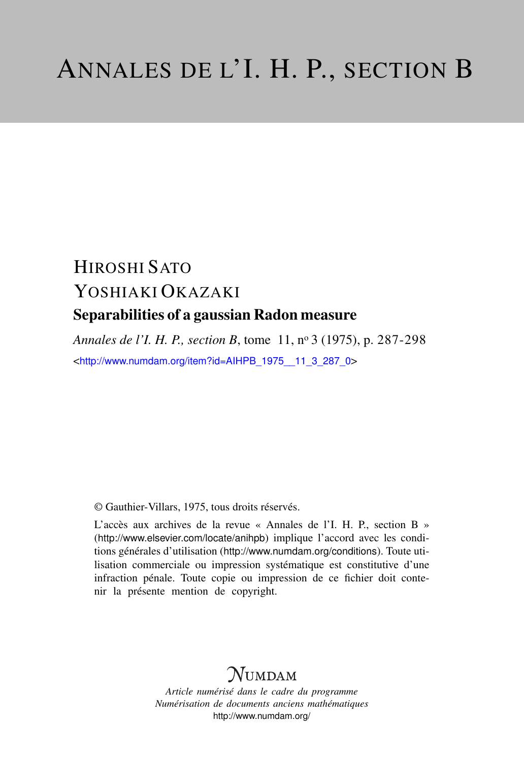# ANNALES DE L'I. H. P., SECTION B

HIROSHI SATO

YOSHIAKI OKAZAKI

## Separabilities of a gaussian Radon measure

*Annales de l'I. H. P., section B*, tome 11, nº 3 (1975), p. 287-298

<http://www.numdam.org/item?id=AIHPB_1975__11_3_287_0>

© Gauthier-Villars, 1975, tous droits réservés.

L'accès aux archives de la revue « Annales de l'I. H. P., section B » (http://www.elsevier.com/locate/anihpb) implique l'accord avec les conditions générales d'utilisation (http://www.numdam.org/conditions). Toute utilisation commerciale ou impression systématique est constitutive d'une infraction pénale. Toute copie ou impression de ce fichier doit contenir la présente mention de copyright.

NUMDAM

*Article numérisé dans le cadre du programme*
*Numérisation de documents anciens mathématiques*
http://www.numdam.org/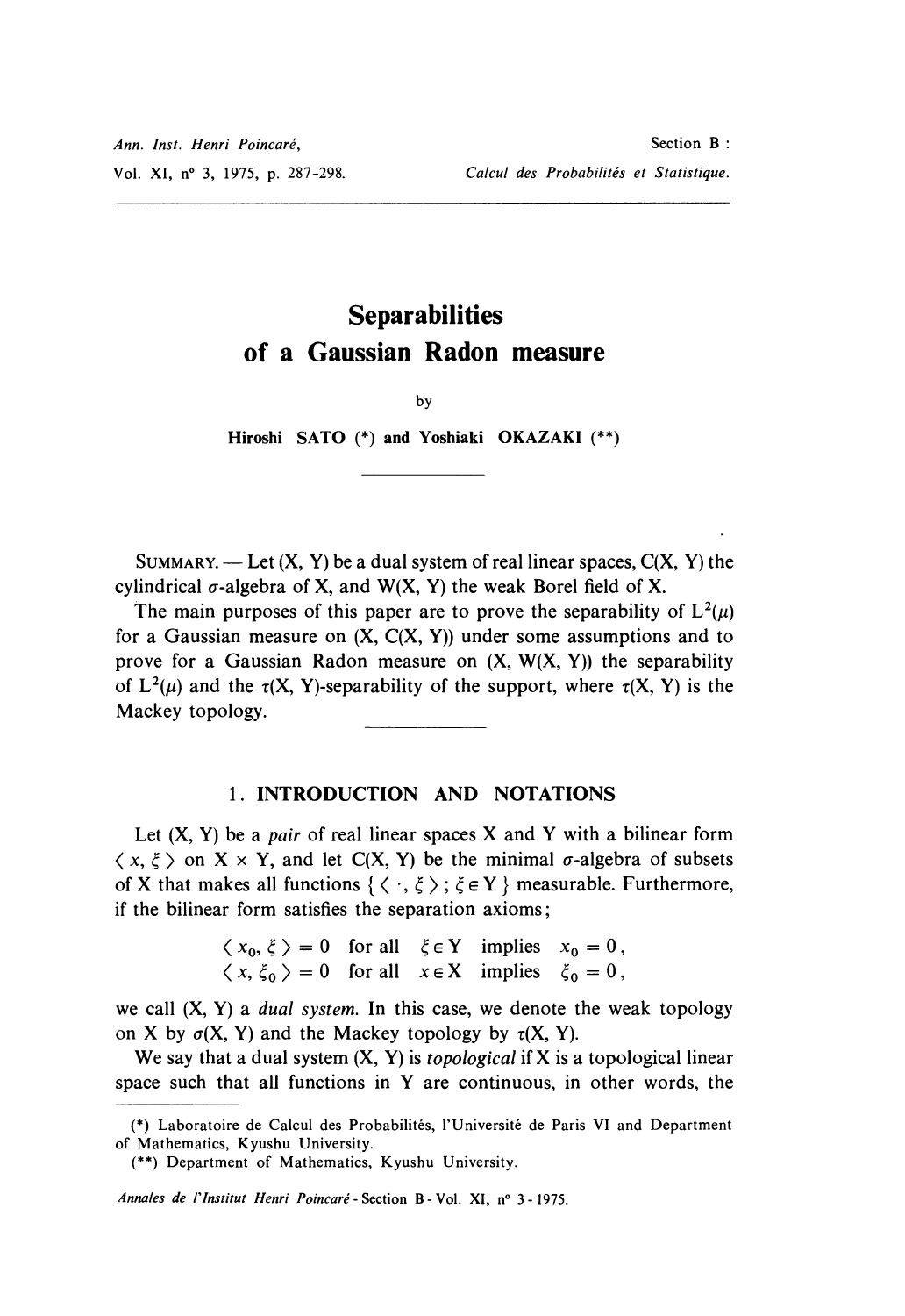# Separabilities of a Gaussian Radon measure

by

**Hiroshi SATO (\*) and Yoshiaki OKAZAKI (\*\*)**

SUMMARY. — Let (X, Y) be a dual system of real linear spaces, C(X, Y) the cylindrical $\sigma$-algebra of X, and W(X, Y) the weak Borel field of X.

The main purposes of this paper are to prove the separability of $L^2(\mu)$ for a Gaussian measure on (X, C(X, Y)) under some assumptions and to prove for a Gaussian Radon measure on (X, W(X, Y)) the separability of $L^2(\mu)$ and the $\tau$(X, Y)-separability of the support, where $\tau$(X, Y) is the Mackey topology.

## 1. INTRODUCTION AND NOTATIONS

Let (X, Y) be a *pair* of real linear spaces X and Y with a bilinear form $\langle x, \xi \rangle$ on X $\times$ Y, and let C(X, Y) be the minimal $\sigma$-algebra of subsets of X that makes all functions $\{ \langle \cdot, \xi \rangle ; \xi \in Y \}$ measurable. Furthermore, if the bilinear form satisfies the separation axioms;

$$\langle x_0, \xi \rangle = 0 \quad \text{for all} \quad \xi \in Y \quad \text{implies} \quad x_0 = 0,$$
$$\langle x, \xi_0 \rangle = 0 \quad \text{for all} \quad x \in X \quad \text{implies} \quad \xi_0 = 0,$$

we call (X, Y) a *dual system*. In this case, we denote the weak topology on X by $\sigma$(X, Y) and the Mackey topology by $\tau$(X, Y).

We say that a dual system (X, Y) is *topological* if X is a topological linear space such that all functions in Y are continuous, in other words, the

(\*) Laboratoire de Calcul des Probabilités, l'Université de Paris VI and Department of Mathematics, Kyushu University.

(\*\*) Department of Mathematics, Kyushu University.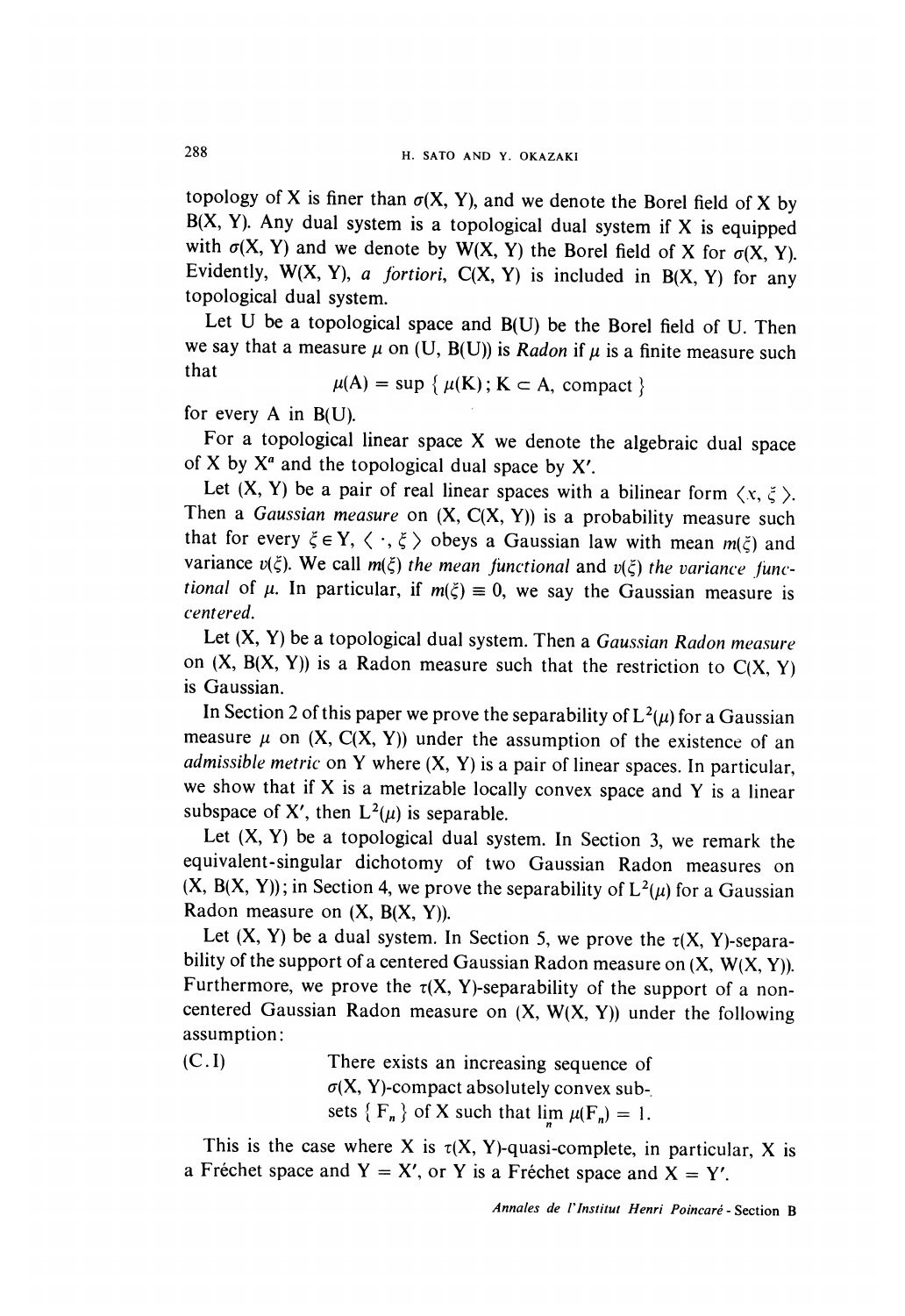topology of X is finer than $\sigma(X, Y)$, and we denote the Borel field of X by $B(X, Y)$. Any dual system is a topological dual system if X is equipped with $\sigma(X, Y)$ and we denote by $W(X, Y)$ the Borel field of X for $\sigma(X, Y)$. Evidently, $W(X, Y)$, *a fortiori*, $C(X, Y)$ is included in $B(X, Y)$ for any topological dual system.

Let U be a topological space and $B(U)$ be the Borel field of U. Then we say that a measure $\mu$ on $(U, B(U))$ is *Radon* if $\mu$ is a finite measure such that

$$\mu(A) = \sup \{ \mu(K) ; K \subset A, \text{ compact} \}$$

for every A in $B(U)$.

For a topological linear space X we denote the algebraic dual space of X by $X^a$ and the topological dual space by $X'$.

Let $(X, Y)$ be a pair of real linear spaces with a bilinear form $\langle x, \xi \rangle$. Then a *Gaussian measure* on $(X, C(X, Y))$ is a probability measure such that for every $\xi \in Y$, $\langle \cdot, \xi \rangle$ obeys a Gaussian law with mean $m(\xi)$ and variance $v(\xi)$. We call $m(\xi)$ *the mean functional* and $v(\xi)$ *the variance functional* of $\mu$. In particular, if $m(\xi) \equiv 0$, we say the Gaussian measure is *centered*.

Let $(X, Y)$ be a topological dual system. Then a *Gaussian Radon measure* on $(X, B(X, Y))$ is a Radon measure such that the restriction to $C(X, Y)$ is Gaussian.

In Section 2 of this paper we prove the separability of $L^2(\mu)$ for a Gaussian measure $\mu$ on $(X, C(X, Y))$ under the assumption of the existence of an *admissible metric* on Y where $(X, Y)$ is a pair of linear spaces. In particular, we show that if X is a metrizable locally convex space and Y is a linear subspace of $X'$, then $L^2(\mu)$ is separable.

Let $(X, Y)$ be a topological dual system. In Section 3, we remark the equivalent-singular dichotomy of two Gaussian Radon measures on $(X, B(X, Y))$; in Section 4, we prove the separability of $L^2(\mu)$ for a Gaussian Radon measure on $(X, B(X, Y))$.

Let $(X, Y)$ be a dual system. In Section 5, we prove the $\tau(X, Y)$-separability of the support of a centered Gaussian Radon measure on $(X, W(X, Y))$. Furthermore, we prove the $\tau(X, Y)$-separability of the support of a non-centered Gaussian Radon measure on $(X, W(X, Y))$ under the following assumption:

(C.I) There exists an increasing sequence of $\sigma(X, Y)$-compact absolutely convex subsets $\{ F_n \}$ of X such that $\lim_n \mu(F_n) = 1$.

This is the case where X is $\tau(X, Y)$-quasi-complete, in particular, X is a Fréchet space and $Y = X'$, or Y is a Fréchet space and $X = Y'$.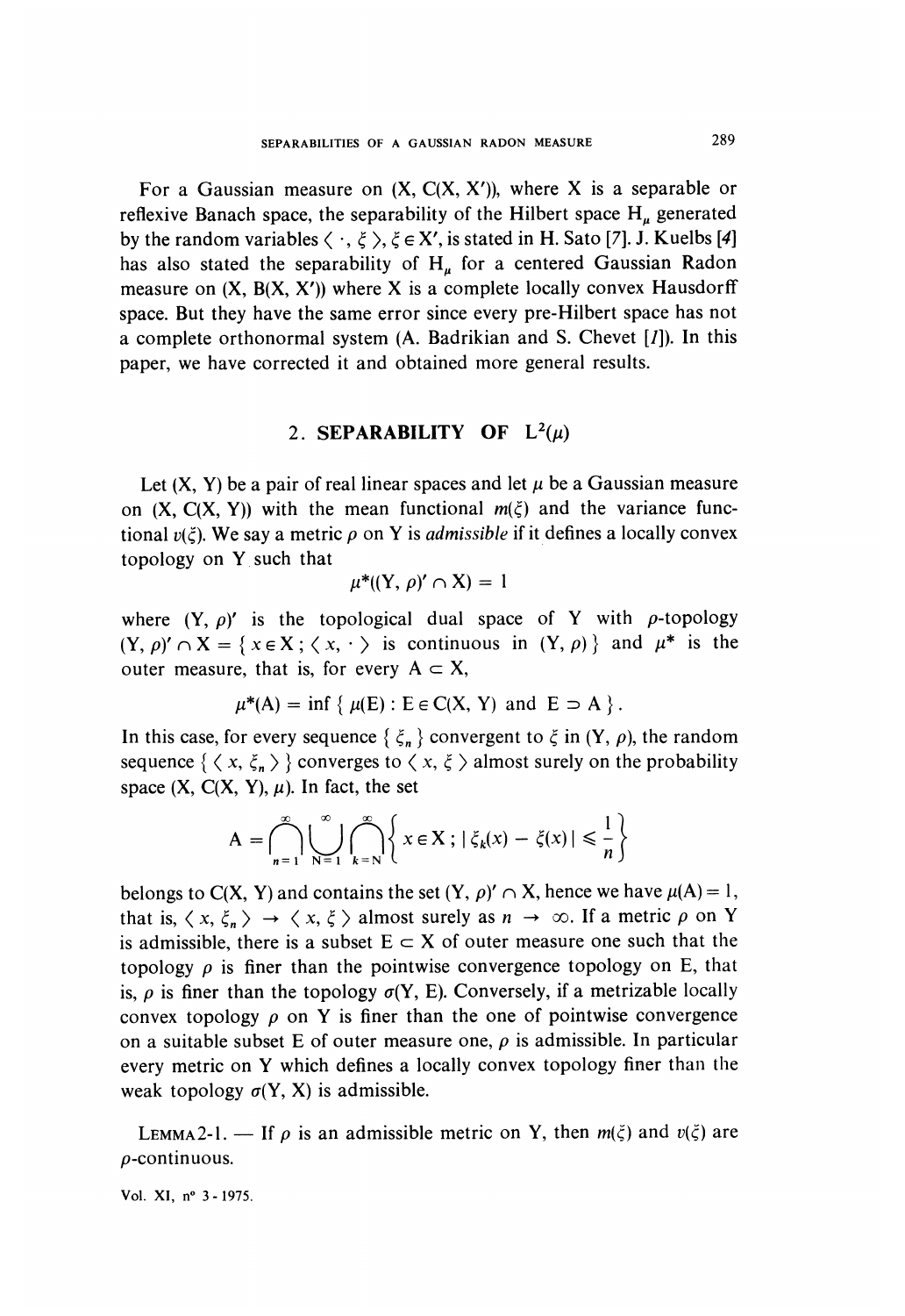For a Gaussian measure on $(X, C(X, X'))$, where X is a separable or reflexive Banach space, the separability of the Hilbert space $H_\mu$ generated by the random variables $\langle \cdot, \xi \rangle$, $\xi \in X'$, is stated in H. Sato [7]. J. Kuelbs [4] has also stated the separability of $H_\mu$ for a centered Gaussian Radon measure on $(X, B(X, X'))$ where X is a complete locally convex Hausdorff space. But they have the same error since every pre-Hilbert space has not a complete orthonormal system (A. Badrikian and S. Chevet [1]). In this paper, we have corrected it and obtained more general results.

## 2. SEPARABILITY OF $L^2(\mu)$

Let $(X, Y)$ be a pair of real linear spaces and let $\mu$ be a Gaussian measure on $(X, C(X, Y))$ with the mean functional $m(\xi)$ and the variance functional $v(\xi)$. We say a metric $\rho$ on Y is *admissible* if it defines a locally convex topology on Y such that

$$\mu^*((Y, \rho)' \cap X) = 1$$

where $(Y, \rho)'$ is the topological dual space of Y with $\rho$-topology $(Y, \rho)' \cap X = \{ x \in X ; \langle x, \cdot \rangle \text{ is continuous in } (Y, \rho) \}$ and $\mu^*$ is the outer measure, that is, for every $A \subset X$,

$$\mu^*(A) = \inf \{ \mu(E) : E \in C(X, Y) \text{ and } E \supset A \}.$$

In this case, for every sequence $\{ \xi_n \}$ convergent to $\xi$ in $(Y, \rho)$, the random sequence $\{ \langle x, \xi_n \rangle \}$ converges to $\langle x, \xi \rangle$ almost surely on the probability space $(X, C(X, Y), \mu)$. In fact, the set

$$A = \bigcap_{n=1}^{\infty} \bigcup_{N=1}^{\infty} \bigcap_{k=N}^{\infty} \left\{ x \in X ; | \xi_k(x) - \xi(x) | \leqslant \frac{1}{n} \right\}$$

belongs to $C(X, Y)$ and contains the set $(Y, \rho)' \cap X$, hence we have $\mu(A) = 1$, that is, $\langle x, \xi_n \rangle \to \langle x, \xi \rangle$ almost surely as $n \to \infty$. If a metric $\rho$ on Y is admissible, there is a subset $E \subset X$ of outer measure one such that the topology $\rho$ is finer than the pointwise convergence topology on E, that is, $\rho$ is finer than the topology $\sigma(Y, E)$. Conversely, if a metrizable locally convex topology $\rho$ on Y is finer than the one of pointwise convergence on a suitable subset E of outer measure one, $\rho$ is admissible. In particular every metric on Y which defines a locally convex topology finer than the weak topology $\sigma(Y, X)$ is admissible.

LEMMA 2-1. — If $\rho$ is an admissible metric on Y, then $m(\xi)$ and $v(\xi)$ are $\rho$-continuous.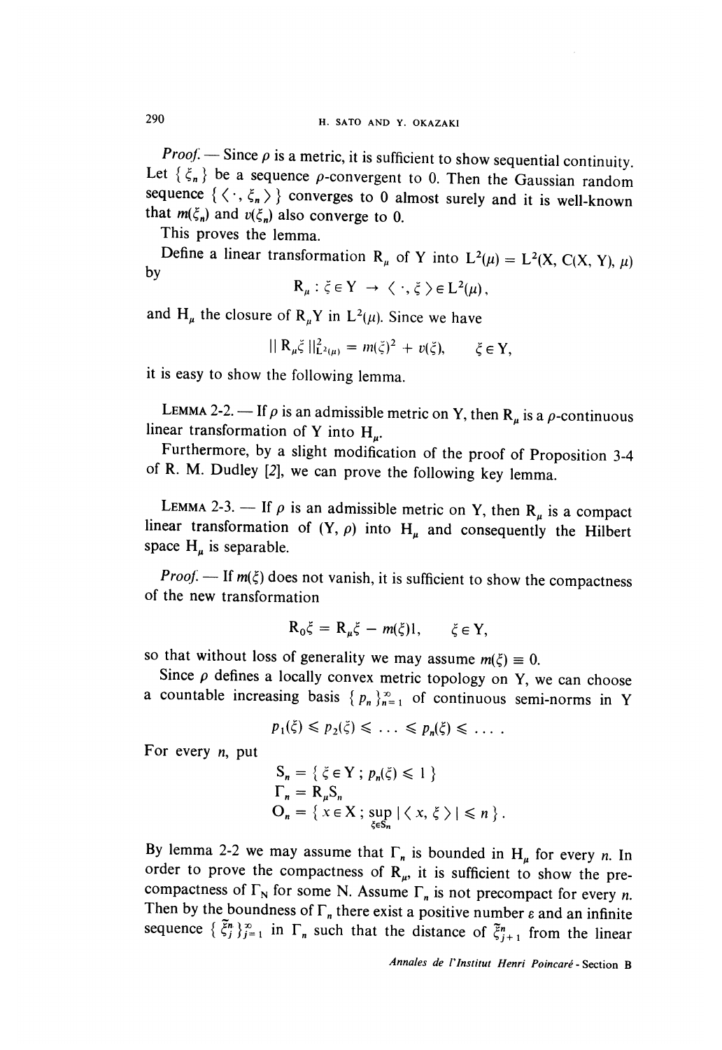*Proof.* — Since $\rho$ is a metric, it is sufficient to show sequential continuity. Let $\{ \xi_n \}$ be a sequence $\rho$-convergent to 0. Then the Gaussian random sequence $\{ \langle \cdot, \xi_n \rangle \}$ converges to 0 almost surely and it is well-known that $m(\xi_n)$ and $v(\xi_n)$ also converge to 0.

This proves the lemma.

Define a linear transformation $R_\mu$ of Y into $L^2(\mu) = L^2(X, C(X, Y), \mu)$ by

$$R_\mu : \xi \in Y \rightarrow \langle \cdot, \xi \rangle \in L^2(\mu),$$

and $H_\mu$ the closure of $R_\mu Y$ in $L^2(\mu)$. Since we have

$$\| R_\mu \xi \|^2_{L^2(\mu)} = m(\xi)^2 + v(\xi), \qquad \xi \in Y,$$

it is easy to show the following lemma.

LEMMA 2-2. — If $\rho$ is an admissible metric on Y, then $R_\mu$ is a $\rho$-continuous linear transformation of Y into $H_\mu$.

Furthermore, by a slight modification of the proof of Proposition 3-4 of R. M. Dudley [2], we can prove the following key lemma.

LEMMA 2-3. — If $\rho$ is an admissible metric on Y, then $R_\mu$ is a compact linear transformation of $(Y, \rho)$ into $H_\mu$ and consequently the Hilbert space $H_\mu$ is separable.

*Proof.* — If $m(\xi)$ does not vanish, it is sufficient to show the compactness of the new transformation

$$R_0 \xi = R_\mu \xi - m(\xi) 1, \qquad \xi \in Y,$$

so that without loss of generality we may assume $m(\xi) \equiv 0$.

Since $\rho$ defines a locally convex metric topology on Y, we can choose a countable increasing basis $\{ p_n \}_{n=1}^{\infty}$ of continuous semi-norms in Y

$$p_1(\xi) \leqslant p_2(\xi) \leqslant \ldots \leqslant p_n(\xi) \leqslant \ldots .$$

For every $n$, put

$$S_n = \{ \xi \in Y \,;\, p_n(\xi) \leqslant 1 \}$$
$$\Gamma_n = R_\mu S_n$$
$$O_n = \{ x \in X \,;\, \sup_{\xi \in S_n} | \langle x, \xi \rangle | \leqslant n \}.$$

By lemma 2-2 we may assume that $\Gamma_n$ is bounded in $H_\mu$ for every $n$. In order to prove the compactness of $R_\mu$, it is sufficient to show the pre-compactness of $\Gamma_N$ for some N. Assume $\Gamma_n$ is not precompact for every $n$. Then by the boundness of $\Gamma_n$ there exist a positive number $\varepsilon$ and an infinite sequence $\{ \tilde{\xi}^n_j \}_{j=1}^{\infty}$ in $\Gamma_n$ such that the distance of $\tilde{\xi}^n_{j+1}$ from the linear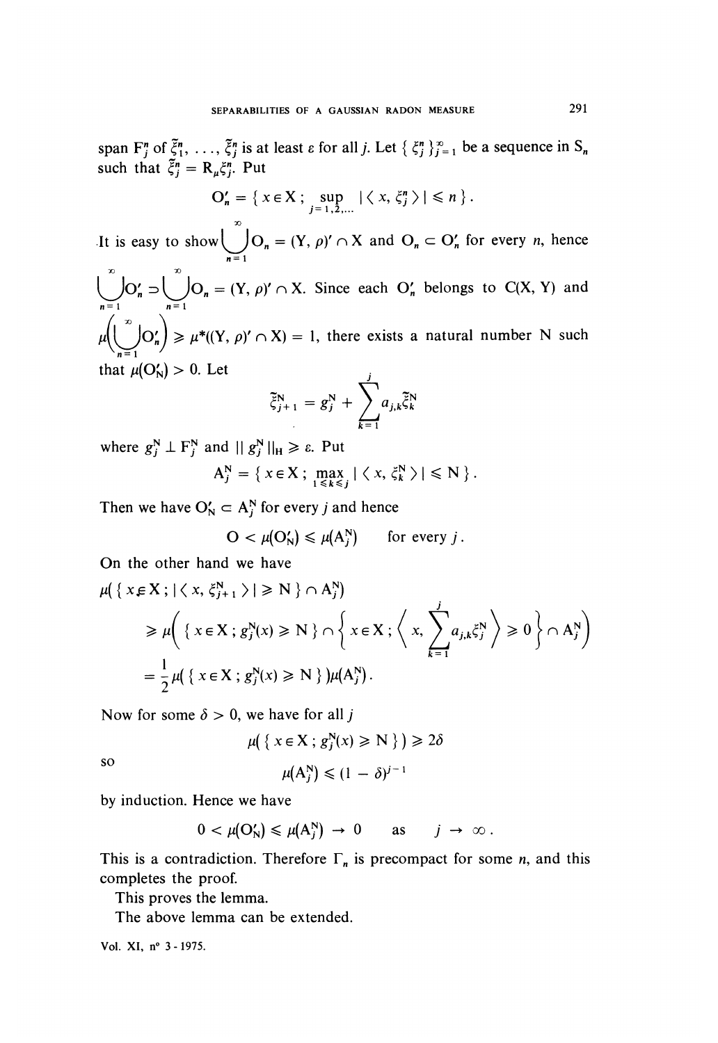span $F_j^n$ of $\tilde{\xi}_1^n, \ldots, \tilde{\xi}_j^n$ is at least $\varepsilon$ for all $j$. Let $\{ \xi_j^n \}_{j=1}^{\infty}$ be a sequence in $S_n$ such that $\tilde{\xi}_j^n = R_\mu \xi_j^n$. Put

$$O'_n = \{ x \in X \,;\, \sup_{j=1,2,\ldots} |\langle x, \xi_j^n \rangle| \leqslant n \}.$$

It is easy to show $\bigcup_{n=1}^{\infty} O_n = (Y, \rho)' \cap X$ and $O_n \subset O'_n$ for every $n$, hence $\bigcup_{n=1}^{\infty} O'_n \supset \bigcup_{n=1}^{\infty} O_n = (Y, \rho)' \cap X$. Since each $O'_n$ belongs to $C(X, Y)$ and $\mu\left(\bigcup_{n=1}^{\infty} O'_n\right) \geqslant \mu^*((Y, \rho)' \cap X) = 1$, there exists a natural number N such that $\mu(O'_N) > 0$. Let

$$\tilde{\xi}_{j+1}^N = g_j^N + \sum_{k=1}^{j} a_{j,k} \tilde{\xi}_k^N$$

where $g_j^N \perp F_j^N$ and $\| g_j^N \|_H \geqslant \varepsilon$. Put

$$A_j^N = \{ x \in X \,;\, \max_{1 \leqslant k \leqslant j} |\langle x, \xi_k^N \rangle| \leqslant N \}.$$

Then we have $O'_N \subset A_j^N$ for every $j$ and hence

$$O < \mu(O'_N) \leqslant \mu(A_j^N) \qquad \text{for every } j.$$

On the other hand we have

$$\begin{aligned}
&\mu(\{ x \in X \,;\, |\langle x, \xi_{j+1}^N \rangle| \geqslant N \} \cap A_j^N) \\
&\geqslant \mu\left( \{ x \in X \,;\, g_j^N(x) \geqslant N \} \cap \left\{ x \in X \,;\, \left\langle x, \sum_{k=1}^{j} a_{j,k} \xi_j^N \right\rangle \geqslant 0 \right\} \cap A_j^N \right) \\
&= \frac{1}{2} \mu(\{ x \in X \,;\, g_j^N(x) \geqslant N \}) \mu(A_j^N).
\end{aligned}$$

Now for some $\delta > 0$, we have for all $j$

$$\mu(\{ x \in X \,;\, g_j^N(x) \geqslant N \}) \geqslant 2\delta$$

so

$$\mu(A_j^N) \leqslant (1 - \delta)^{j-1}$$

by induction. Hence we have

$$0 < \mu(O'_N) \leqslant \mu(A_j^N) \to 0 \qquad \text{as} \qquad j \to \infty.$$

This is a contradiction. Therefore $\Gamma_n$ is precompact for some $n$, and this completes the proof.

This proves the lemma.

The above lemma can be extended.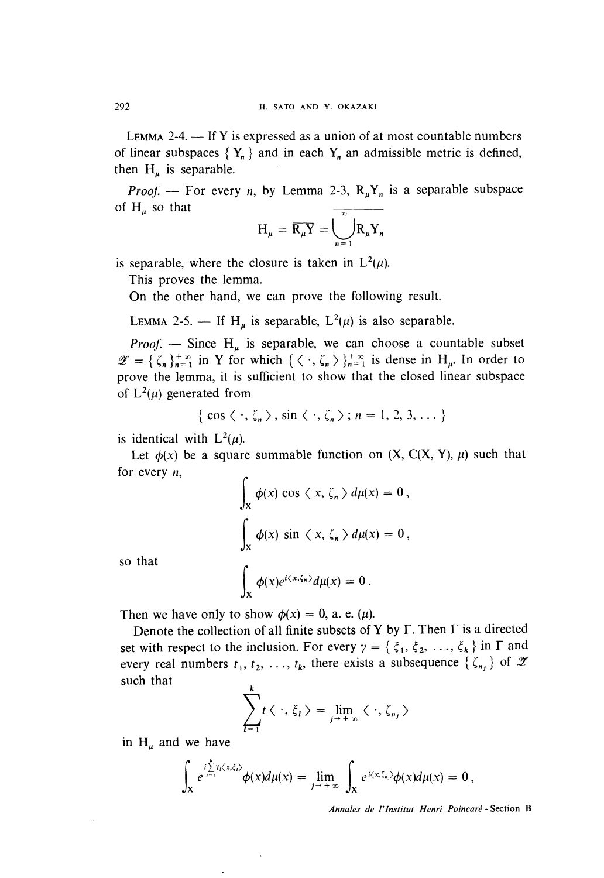LEMMA 2-4. — If Y is expressed as a union of at most countable numbers of linear subspaces $\{ Y_n \}$ and in each $Y_n$ an admissible metric is defined, then $H_\mu$ is separable.

*Proof.* — For every $n$, by Lemma 2-3, $R_\mu Y_n$ is a separable subspace of $H_\mu$ so that

$$H_\mu = \overline{R_\mu Y} = \overline{\bigcup_{n=1}^{\infty} R_\mu Y_n}$$

is separable, where the closure is taken in $L^2(\mu)$.

This proves the lemma.

On the other hand, we can prove the following result.

LEMMA 2-5. — If $H_\mu$ is separable, $L^2(\mu)$ is also separable.

*Proof.* — Since $H_\mu$ is separable, we can choose a countable subset $\mathscr{Z} = \{ \zeta_n \}_{n=1}^{+\infty}$ in Y for which $\{ \langle \cdot, \zeta_n \rangle \}_{n=1}^{+\infty}$ is dense in $H_\mu$. In order to prove the lemma, it is sufficient to show that the closed linear subspace of $L^2(\mu)$ generated from

$$\{ \cos \langle \cdot, \zeta_n \rangle , \sin \langle \cdot, \zeta_n \rangle ; n = 1, 2, 3, \ldots \}$$

is identical with $L^2(\mu)$.

Let $\phi(x)$ be a square summable function on $(X, C(X, Y), \mu)$ such that for every $n$,

$$\int_X \phi(x) \cos \langle x, \zeta_n \rangle d\mu(x) = 0 ,$$

$$\int_X \phi(x) \sin \langle x, \zeta_n \rangle d\mu(x) = 0 ,$$

so that

$$\int_X \phi(x) e^{i\langle x, \zeta_n \rangle} d\mu(x) = 0 .$$

Then we have only to show $\phi(x) = 0$, a. e. $(\mu)$.

Denote the collection of all finite subsets of Y by $\Gamma$. Then $\Gamma$ is a directed set with respect to the inclusion. For every $\gamma = \{ \xi_1, \xi_2, \ldots, \xi_k \}$ in $\Gamma$ and every real numbers $t_1, t_2, \ldots, t_k$, there exists a subsequence $\{ \zeta_{n_j} \}$ of $\mathscr{Z}$ such that

$$\sum_{l=1}^{k} t \langle \cdot, \xi_l \rangle = \lim_{j \to +\infty} \langle \cdot, \zeta_{n_j} \rangle$$

in $H_\mu$ and we have

$$\int_X e^{i \sum_{l=1}^{k} t_l \langle x, \xi_l \rangle} \phi(x) d\mu(x) = \lim_{j \to +\infty} \int_X e^{i\langle x, \zeta_{n_j} \rangle} \phi(x) d\mu(x) = 0 ,$$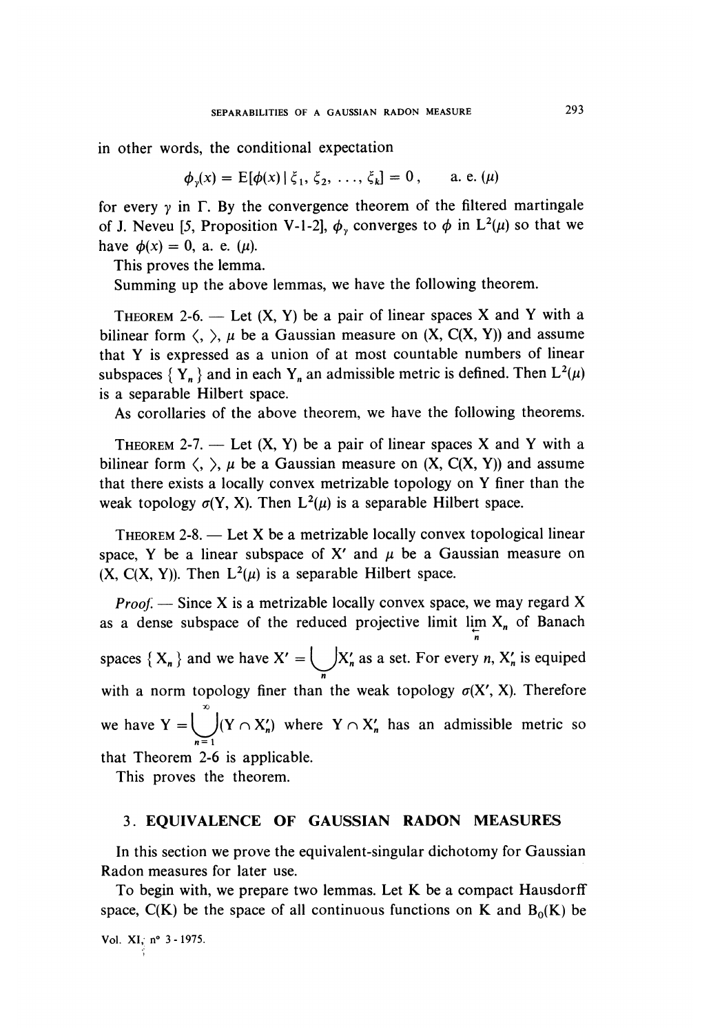in other words, the conditional expectation

$$\phi_\gamma(x) = E[\phi(x) \mid \xi_1, \xi_2, \ldots, \xi_k] = 0, \qquad \text{a. e. } (\mu)$$

for every $\gamma$ in $\Gamma$. By the convergence theorem of the filtered martingale of J. Neveu [5, Proposition V-1-2], $\phi_\gamma$ converges to $\phi$ in $L^2(\mu)$ so that we have $\phi(x) = 0$, a. e. $(\mu)$.

This proves the lemma.

Summing up the above lemmas, we have the following theorem.

THEOREM 2-6. — Let (X, Y) be a pair of linear spaces X and Y with a bilinear form $\langle, \rangle$, $\mu$ be a Gaussian measure on (X, C(X, Y)) and assume that Y is expressed as a union of at most countable numbers of linear subspaces $\{ Y_n \}$ and in each $Y_n$ an admissible metric is defined. Then $L^2(\mu)$ is a separable Hilbert space.

As corollaries of the above theorem, we have the following theorems.

THEOREM 2-7. — Let (X, Y) be a pair of linear spaces X and Y with a bilinear form $\langle, \rangle$, $\mu$ be a Gaussian measure on (X, C(X, Y)) and assume that there exists a locally convex metrizable topology on Y finer than the weak topology $\sigma(Y, X)$. Then $L^2(\mu)$ is a separable Hilbert space.

THEOREM 2-8. — Let X be a metrizable locally convex topological linear space, Y be a linear subspace of X′ and $\mu$ be a Gaussian measure on (X, C(X, Y)). Then $L^2(\mu)$ is a separable Hilbert space.

*Proof.* — Since X is a metrizable locally convex space, we may regard X as a dense subspace of the reduced projective limit $\varprojlim_n X_n$ of Banach spaces $\{ X_n \}$ and we have $X' = \bigcup_n X'_n$ as a set. For every $n$, $X'_n$ is equiped with a norm topology finer than the weak topology $\sigma(X', X)$. Therefore we have $Y = \bigcup_{n=1}^{\infty} (Y \cap X'_n)$ where $Y \cap X'_n$ has an admissible metric so that Theorem 2-6 is applicable.

This proves the theorem.

## 3. EQUIVALENCE OF GAUSSIAN RADON MEASURES

In this section we prove the equivalent-singular dichotomy for Gaussian Radon measures for later use.

To begin with, we prepare two lemmas. Let K be a compact Hausdorff space, C(K) be the space of all continuous functions on K and $B_0(K)$ be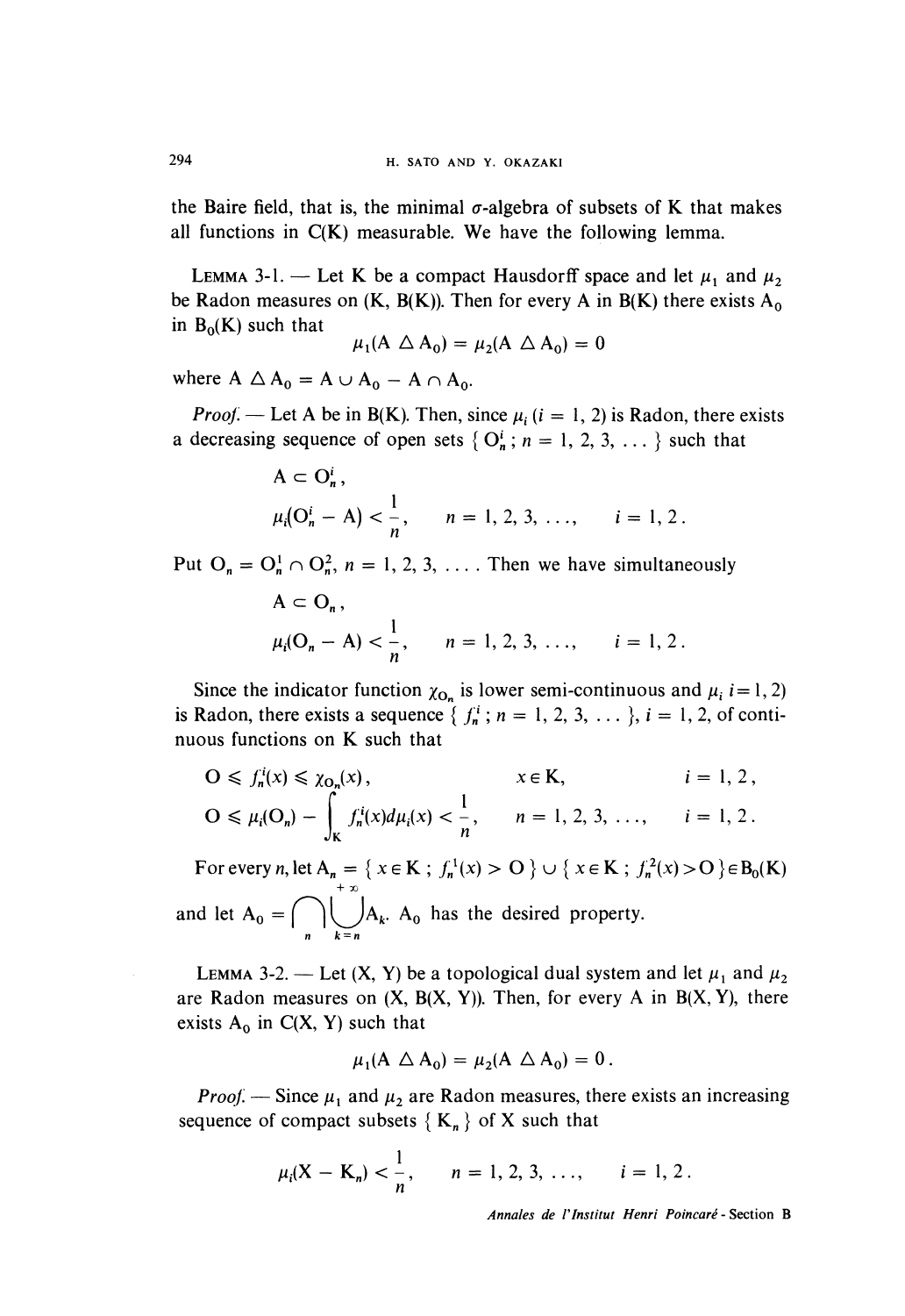the Baire field, that is, the minimal $\sigma$-algebra of subsets of K that makes all functions in C(K) measurable. We have the following lemma.

LEMMA 3-1. — Let K be a compact Hausdorff space and let $\mu_1$ and $\mu_2$ be Radon measures on (K, B(K)). Then for every A in B(K) there exists $A_0$ in $B_0(K)$ such that

$$\mu_1(A \triangle A_0) = \mu_2(A \triangle A_0) = 0$$

where $A \triangle A_0 = A \cup A_0 - A \cap A_0$.

*Proof.* — Let A be in B(K). Then, since $\mu_i$ ($i = 1, 2$) is Radon, there exists a decreasing sequence of open sets $\{ O_n^i ; n = 1, 2, 3, \ldots \}$ such that

$$A \subset O_n^i,$$
$$\mu_i(O_n^i - A) < \frac{1}{n}, \qquad n = 1, 2, 3, \ldots, \qquad i = 1, 2.$$

Put $O_n = O_n^1 \cap O_n^2$, $n = 1, 2, 3, \ldots$. Then we have simultaneously

$$A \subset O_n,$$
$$\mu_i(O_n - A) < \frac{1}{n}, \qquad n = 1, 2, 3, \ldots, \qquad i = 1, 2.$$

Since the indicator function $\chi_{O_n}$ is lower semi-continuous and $\mu_i$ $i = 1, 2)$ is Radon, there exists a sequence $\{ f_n^i ; n = 1, 2, 3, \ldots \}$, $i = 1, 2$, of continuous functions on K such that

$$0 \leqslant f_n^i(x) \leqslant \chi_{O_n}(x), \qquad x \in K, \qquad i = 1, 2,$$
$$0 \leqslant \mu_i(O_n) - \int_K f_n^i(x) d\mu_i(x) < \frac{1}{n}, \qquad n = 1, 2, 3, \ldots, \qquad i = 1, 2.$$

For every $n$, let $A_n = \{ x \in K ; f_n^1(x) > 0 \} \cup \{ x \in K ; f_n^2(x) > 0 \} \in B_0(K)$ and let $A_0 = \bigcap_n \bigcup_{k=n}^{+\infty} A_k$. $A_0$ has the desired property.

LEMMA 3-2. — Let (X, Y) be a topological dual system and let $\mu_1$ and $\mu_2$ are Radon measures on (X, B(X, Y)). Then, for every A in B(X, Y), there exists $A_0$ in C(X, Y) such that

$$\mu_1(A \triangle A_0) = \mu_2(A \triangle A_0) = 0.$$

*Proof.* — Since $\mu_1$ and $\mu_2$ are Radon measures, there exists an increasing sequence of compact subsets $\{ K_n \}$ of X such that

$$\mu_i(X - K_n) < \frac{1}{n}, \qquad n = 1, 2, 3, \ldots, \qquad i = 1, 2.$$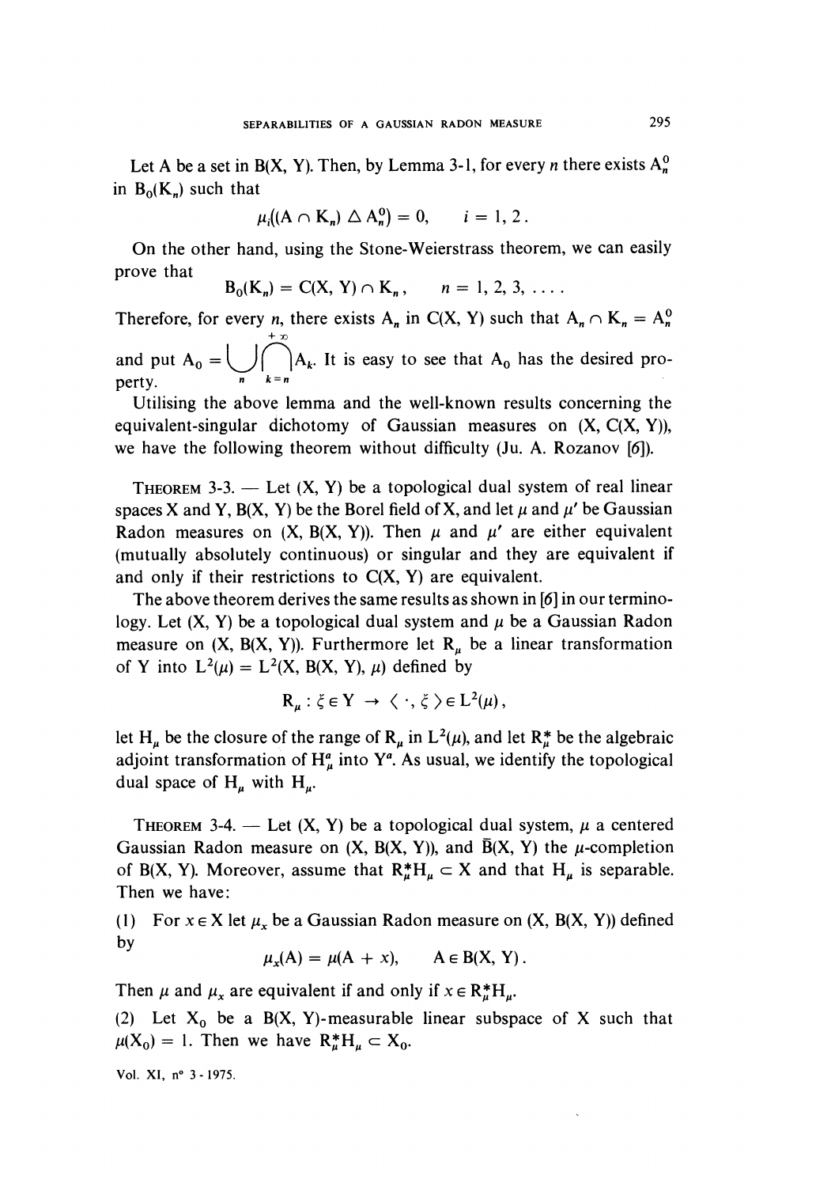Let A be a set in B(X, Y). Then, by Lemma 3-1, for every $n$ there exists $A_n^0$ in $B_0(K_n)$ such that

$$\mu_i((A \cap K_n) \triangle A_n^0) = 0, \qquad i = 1, 2.$$

On the other hand, using the Stone-Weierstrass theorem, we can easily prove that

$$B_0(K_n) = C(X, Y) \cap K_n, \qquad n = 1, 2, 3, \ldots.$$

Therefore, for every $n$, there exists $A_n$ in C(X, Y) such that $A_n \cap K_n = A_n^0$ and put $A_0 = \bigcup_n \bigcap_{k=n}^{+\infty} A_k$. It is easy to see that $A_0$ has the desired property.

Utilising the above lemma and the well-known results concerning the equivalent-singular dichotomy of Gaussian measures on (X, C(X, Y)), we have the following theorem without difficulty (Ju. A. Rozanov [6]).

THEOREM 3-3. — Let (X, Y) be a topological dual system of real linear spaces X and Y, B(X, Y) be the Borel field of X, and let $\mu$ and $\mu'$ be Gaussian Radon measures on (X, B(X, Y)). Then $\mu$ and $\mu'$ are either equivalent (mutually absolutely continuous) or singular and they are equivalent if and only if their restrictions to C(X, Y) are equivalent.

The above theorem derives the same results as shown in [6] in our terminology. Let (X, Y) be a topological dual system and $\mu$ be a Gaussian Radon measure on (X, B(X, Y)). Furthermore let $R_\mu$ be a linear transformation of Y into $L^2(\mu) = L^2(X, B(X, Y), \mu)$ defined by

$$R_\mu : \xi \in Y \rightarrow \langle \cdot, \xi \rangle \in L^2(\mu),$$

let $H_\mu$ be the closure of the range of $R_\mu$ in $L^2(\mu)$, and let $R_\mu^*$ be the algebraic adjoint transformation of $H_\mu^a$ into $Y^a$. As usual, we identify the topological dual space of $H_\mu$ with $H_\mu$.

THEOREM 3-4. — Let (X, Y) be a topological dual system, $\mu$ a centered Gaussian Radon measure on (X, B(X, Y)), and $\bar{B}(X, Y)$ the $\mu$-completion of B(X, Y). Moreover, assume that $R_\mu^* H_\mu \subset X$ and that $H_\mu$ is separable. Then we have:

(1) For $x \in X$ let $\mu_x$ be a Gaussian Radon measure on (X, B(X, Y)) defined by

$$\mu_x(A) = \mu(A + x), \qquad A \in B(X, Y).$$

Then $\mu$ and $\mu_x$ are equivalent if and only if $x \in R_\mu^* H_\mu$.

(2) Let $X_0$ be a B(X, Y)-measurable linear subspace of X such that $\mu(X_0) = 1$. Then we have $R_\mu^* H_\mu \subset X_0$.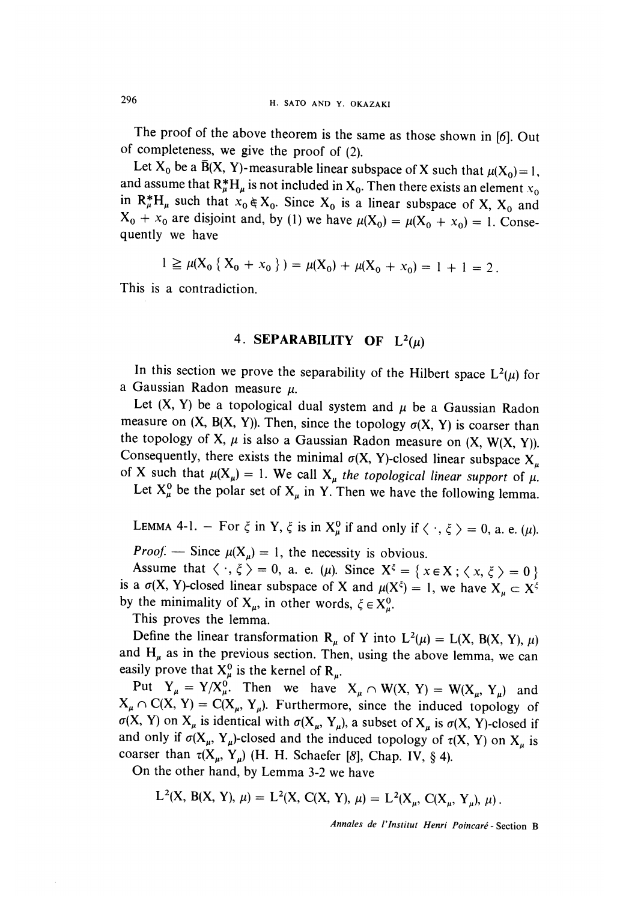The proof of the above theorem is the same as those shown in [6]. Out of completeness, we give the proof of (2).

Let $X_0$ be a $\bar{B}(X, Y)$-measurable linear subspace of X such that $\mu(X_0) = 1$, and assume that $R_\mu^* H_\mu$ is not included in $X_0$. Then there exists an element $x_0$ in $R_\mu^* H_\mu$ such that $x_0 \notin X_0$. Since $X_0$ is a linear subspace of X, $X_0$ and $X_0 + x_0$ are disjoint and, by (1) we have $\mu(X_0) = \mu(X_0 + x_0) = 1$. Consequently we have

$$1 \geqq \mu(X_0 \{ X_0 + x_0 \}) = \mu(X_0) + \mu(X_0 + x_0) = 1 + 1 = 2 .$$

This is a contradiction.

## 4. SEPARABILITY OF $L^2(\mu)$

In this section we prove the separability of the Hilbert space $L^2(\mu)$ for a Gaussian Radon measure $\mu$.

Let (X, Y) be a topological dual system and $\mu$ be a Gaussian Radon measure on (X, B(X, Y)). Then, since the topology $\sigma(X, Y)$ is coarser than the topology of X, $\mu$ is also a Gaussian Radon measure on (X, W(X, Y)). Consequently, there exists the minimal $\sigma(X, Y)$-closed linear subspace $X_\mu$ of X such that $\mu(X_\mu) = 1$. We call $X_\mu$ *the topological linear support* of $\mu$.

Let $X_\mu^0$ be the polar set of $X_\mu$ in Y. Then we have the following lemma.

LEMMA 4-1. — For $\xi$ in Y, $\xi$ is in $X_\mu^0$ if and only if $\langle \cdot, \xi \rangle = 0$, a. e. ($\mu$).

*Proof.* — Since $\mu(X_\mu) = 1$, the necessity is obvious.

Assume that $\langle \cdot, \xi \rangle = 0$, a. e. ($\mu$). Since $X^\xi = \{ x \in X ; \langle x, \xi \rangle = 0 \}$ is a $\sigma(X, Y)$-closed linear subspace of X and $\mu(X^\xi) = 1$, we have $X_\mu \subset X^\xi$ by the minimality of $X_\mu$, in other words, $\xi \in X_\mu^0$.

This proves the lemma.

Define the linear transformation $R_\mu$ of Y into $L^2(\mu) = L(X, B(X, Y), \mu)$ and $H_\mu$ as in the previous section. Then, using the above lemma, we can easily prove that $X_\mu^0$ is the kernel of $R_\mu$.

Put $Y_\mu = Y/X_\mu^0$. Then we have $X_\mu \cap W(X, Y) = W(X_\mu, Y_\mu)$ and $X_\mu \cap C(X, Y) = C(X_\mu, Y_\mu)$. Furthermore, since the induced topology of $\sigma(X, Y)$ on $X_\mu$ is identical with $\sigma(X_\mu, Y_\mu)$, a subset of $X_\mu$ is $\sigma(X, Y)$-closed if and only if $\sigma(X_\mu, Y_\mu)$-closed and the induced topology of $\tau(X, Y)$ on $X_\mu$ is coarser than $\tau(X_\mu, Y_\mu)$ (H. H. Schaefer [8], Chap. IV, § 4).

On the other hand, by Lemma 3-2 we have

$$L^2(X, B(X, Y), \mu) = L^2(X, C(X, Y), \mu) = L^2(X_\mu, C(X_\mu, Y_\mu), \mu) .$$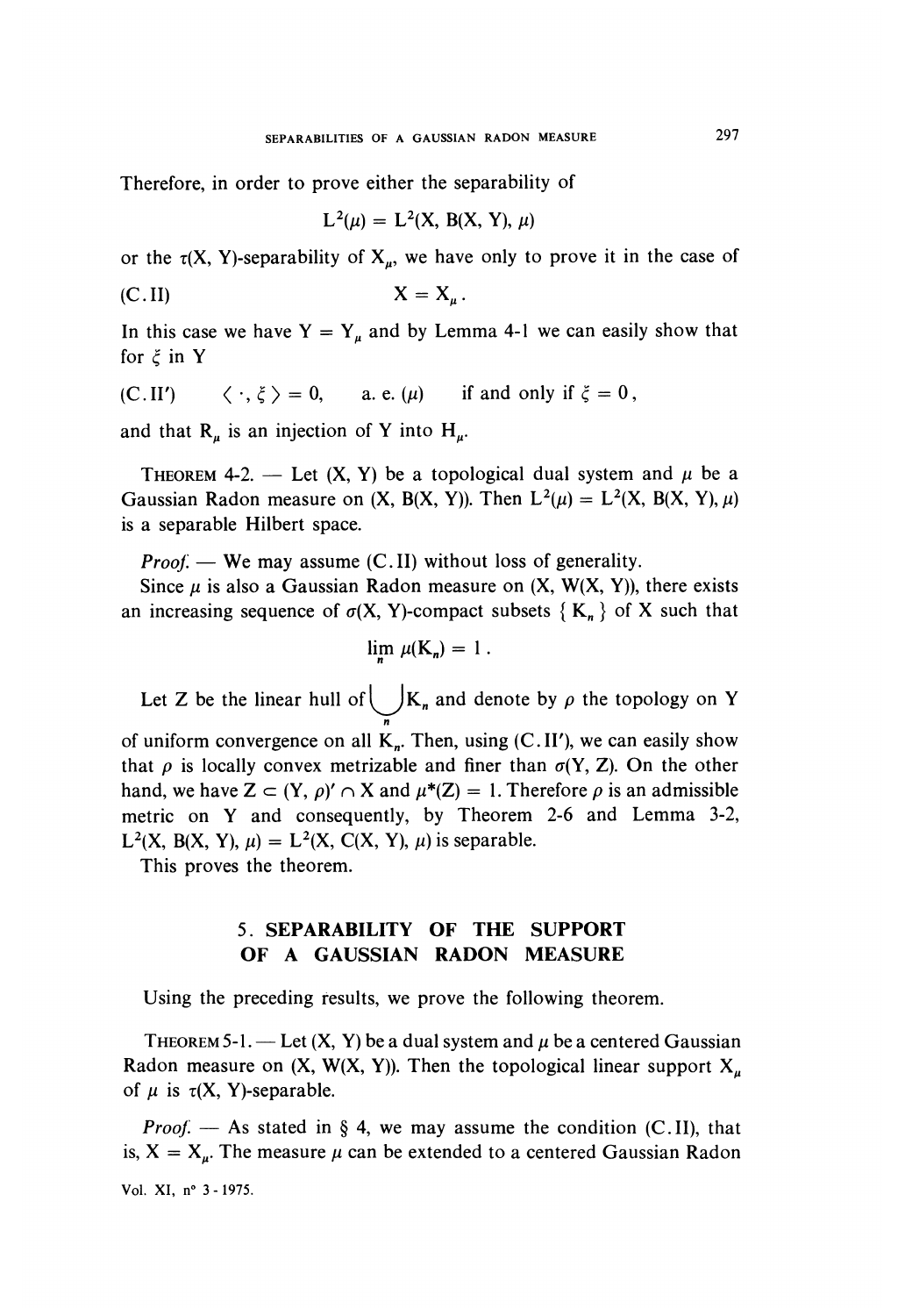Therefore, in order to prove either the separability of

$$L^2(\mu) = L^2(X, B(X, Y), \mu)$$

or the $\tau(X, Y)$-separability of $X_\mu$, we have only to prove it in the case of

$$\text{(C.II)} \qquad X = X_\mu .$$

In this case we have $Y = Y_\mu$ and by Lemma 4-1 we can easily show that for $\xi$ in $Y$

$$\text{(C.II')} \qquad \langle \cdot, \xi \rangle = 0, \quad \text{a. e. } (\mu) \quad \text{if and only if } \xi = 0,$$

and that $R_\mu$ is an injection of $Y$ into $H_\mu$.

THEOREM 4-2. — Let $(X, Y)$ be a topological dual system and $\mu$ be a Gaussian Radon measure on $(X, B(X, Y))$. Then $L^2(\mu) = L^2(X, B(X, Y), \mu)$ is a separable Hilbert space.

*Proof.* — We may assume (C.II) without loss of generality.

Since $\mu$ is also a Gaussian Radon measure on $(X, W(X, Y))$, there exists an increasing sequence of $\sigma(X, Y)$-compact subsets $\{ K_n \}$ of $X$ such that

$$\lim_n \mu(K_n) = 1 .$$

Let $Z$ be the linear hull of $\bigcup_n K_n$ and denote by $\rho$ the topology on $Y$ of uniform convergence on all $K_n$. Then, using (C.II'), we can easily show that $\rho$ is locally convex metrizable and finer than $\sigma(Y, Z)$. On the other hand, we have $Z \subset (Y, \rho)' \cap X$ and $\mu^*(Z) = 1$. Therefore $\rho$ is an admissible metric on $Y$ and consequently, by Theorem 2-6 and Lemma 3-2, $L^2(X, B(X, Y), \mu) = L^2(X, C(X, Y), \mu)$ is separable.

This proves the theorem.

## 5. SEPARABILITY OF THE SUPPORT OF A GAUSSIAN RADON MEASURE

Using the preceding results, we prove the following theorem.

THEOREM 5-1. — Let $(X, Y)$ be a dual system and $\mu$ be a centered Gaussian Radon measure on $(X, W(X, Y))$. Then the topological linear support $X_\mu$ of $\mu$ is $\tau(X, Y)$-separable.

*Proof.* — As stated in § 4, we may assume the condition (C.II), that is, $X = X_\mu$. The measure $\mu$ can be extended to a centered Gaussian Radon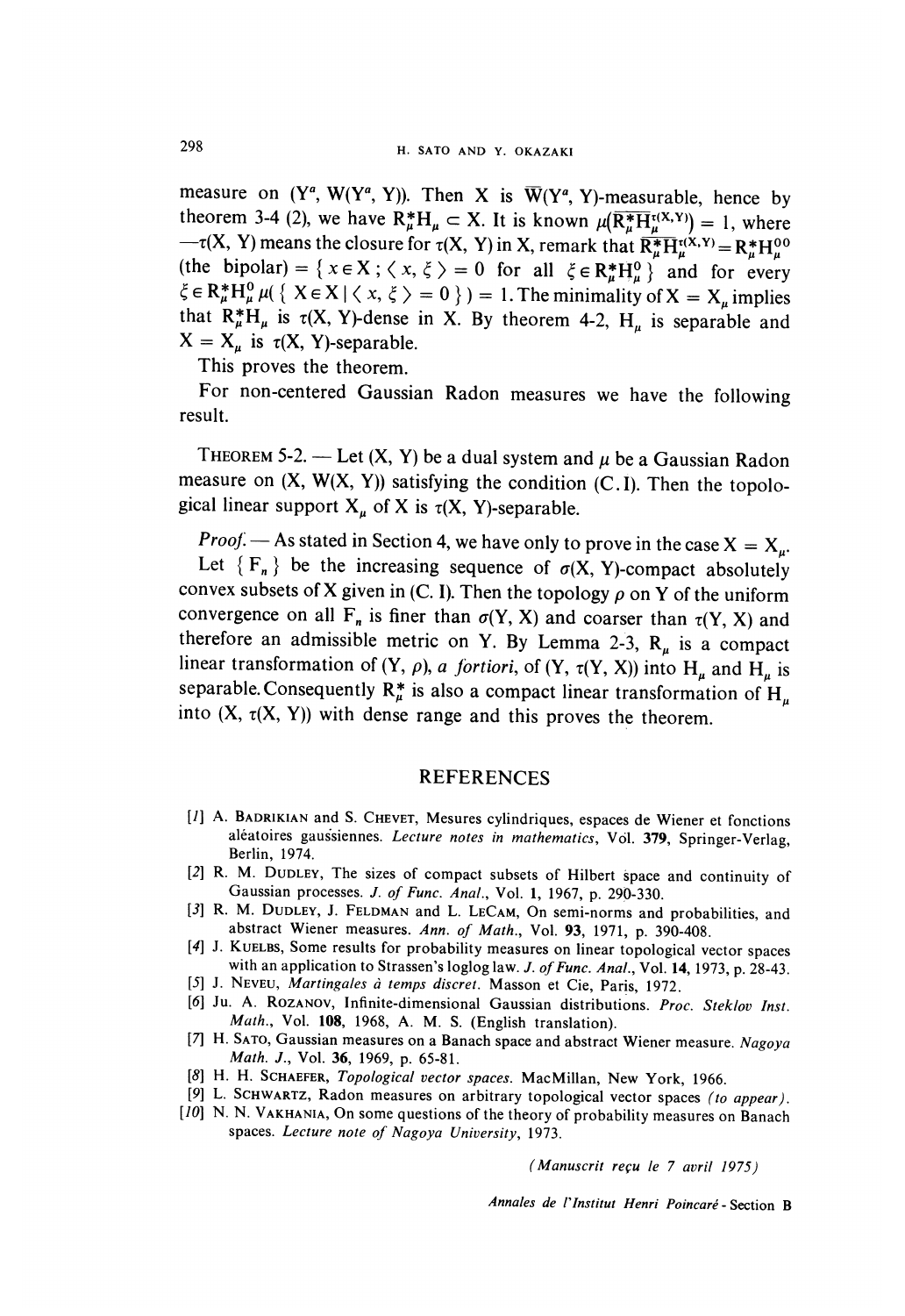measure on $(Y^a, W(Y^a, Y))$. Then X is $\overline{W}(Y^a, Y)$-measurable, hence by theorem 3-4 (2), we have $R_\mu^* H_\mu \subset X$. It is known $\mu(\overline{R_\mu^* H_\mu}^{\tau(X,Y)}) = 1$, where $-\tau(X, Y)$ means the closure for $\tau(X, Y)$ in X, remark that $\overline{R_\mu^* H_\mu}^{\tau(X,Y)} = R_\mu^* H_\mu^{00}$ (the bipolar) $= \{ x \in X ; \langle x, \xi \rangle = 0$ for all $\xi \in R_\mu^* H_\mu^0 \}$ and for every $\xi \in R_\mu^* H_\mu^0$ $\mu(\{ X \in X \mid \langle x, \xi \rangle = 0 \}) = 1$. The minimality of $X = X_\mu$ implies that $R_\mu^* H_\mu$ is $\tau(X, Y)$-dense in X. By theorem 4-2, $H_\mu$ is separable and $X = X_\mu$ is $\tau(X, Y)$-separable.

This proves the theorem.

For non-centered Gaussian Radon measures we have the following result.

THEOREM 5-2. — Let (X, Y) be a dual system and $\mu$ be a Gaussian Radon measure on (X, W(X, Y)) satisfying the condition (C.I). Then the topological linear support $X_\mu$ of X is $\tau(X, Y)$-separable.

*Proof.* — As stated in Section 4, we have only to prove in the case $X = X_\mu$.

Let $\{ F_n \}$ be the increasing sequence of $\sigma(X, Y)$-compact absolutely convex subsets of X given in (C. I). Then the topology $\rho$ on Y of the uniform convergence on all $F_n$ is finer than $\sigma(Y, X)$ and coarser than $\tau(Y, X)$ and therefore an admissible metric on Y. By Lemma 2-3, $R_\mu$ is a compact linear transformation of $(Y, \rho)$, *a fortiori*, of $(Y, \tau(Y, X))$ into $H_\mu$ and $H_\mu$ is separable. Consequently $R_\mu^*$ is also a compact linear transformation of $H_\mu$ into $(X, \tau(X, Y))$ with dense range and this proves the theorem.

## REFERENCES

[1] A. BADRIKIAN and S. CHEVET, Mesures cylindriques, espaces de Wiener et fonctions aléatoires gaussiennes. *Lecture notes in mathematics*, Vol. **379**, Springer-Verlag, Berlin, 1974.

[2] R. M. DUDLEY, The sizes of compact subsets of Hilbert space and continuity of Gaussian processes. *J. of Func. Anal.*, Vol. **1**, 1967, p. 290-330.

[3] R. M. DUDLEY, J. FELDMAN and L. LECAM, On semi-norms and probabilities, and abstract Wiener measures. *Ann. of Math.*, Vol. **93**, 1971, p. 390-408.

[4] J. KUELBS, Some results for probability measures on linear topological vector spaces with an application to Strassen's loglog law. *J. of Func. Anal.*, Vol. **14**, 1973, p. 28-43.

[5] J. NEVEU, *Martingales à temps discret.* Masson et Cie, Paris, 1972.

[6] Ju. A. ROZANOV, Infinite-dimensional Gaussian distributions. *Proc. Steklov Inst. Math.*, Vol. **108**, 1968, A. M. S. (English translation).

[7] H. SATO, Gaussian measures on a Banach space and abstract Wiener measure. *Nagoya Math. J.*, Vol. **36**, 1969, p. 65-81.

[8] H. H. SCHAEFER, *Topological vector spaces.* MacMillan, New York, 1966.

[9] L. SCHWARTZ, Radon measures on arbitrary topological vector spaces *(to appear)*.

[10] N. N. VAKHANIA, On some questions of the theory of probability measures on Banach spaces. *Lecture note of Nagoya University*, 1973.

*(Manuscrit reçu le 7 avril 1975)*